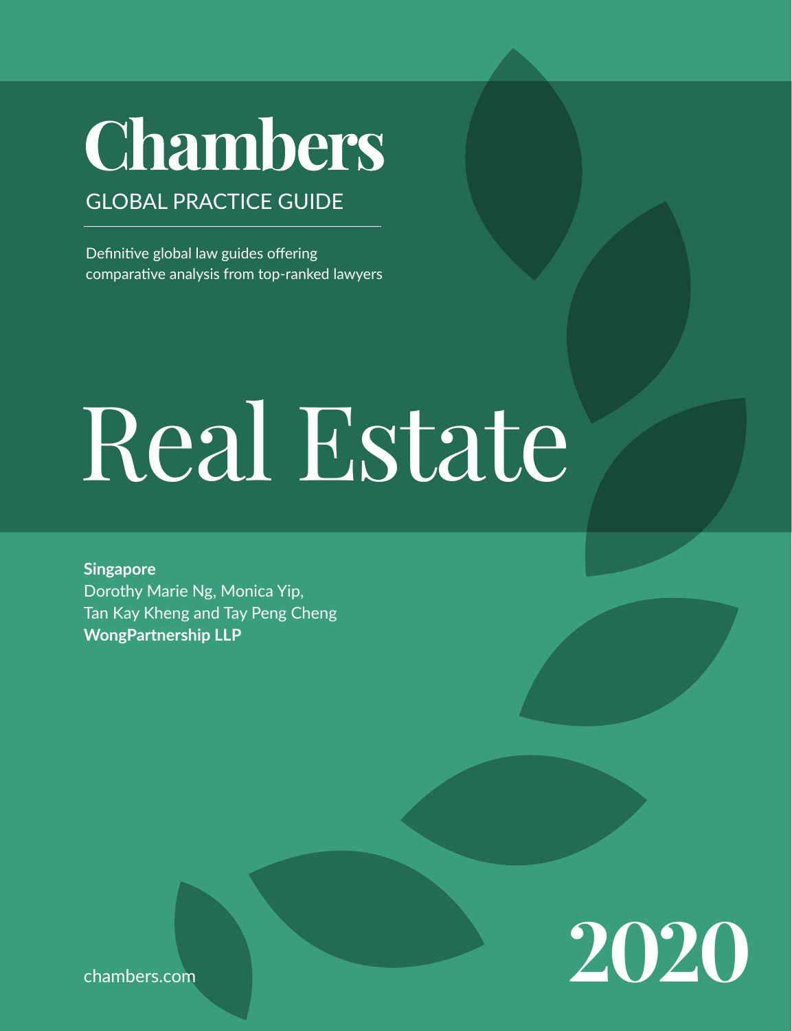# Chambers

GLOBAL PRACTICE GUIDE

Definitive global law guides offering comparative analysis from top-ranked lawyers

# Real Estate

**Singapore**
Dorothy Marie Ng, Monica Yip,
Tan Kay Kheng and Tay Peng Cheng
**WongPartnership LLP**

chambers.com

**2020**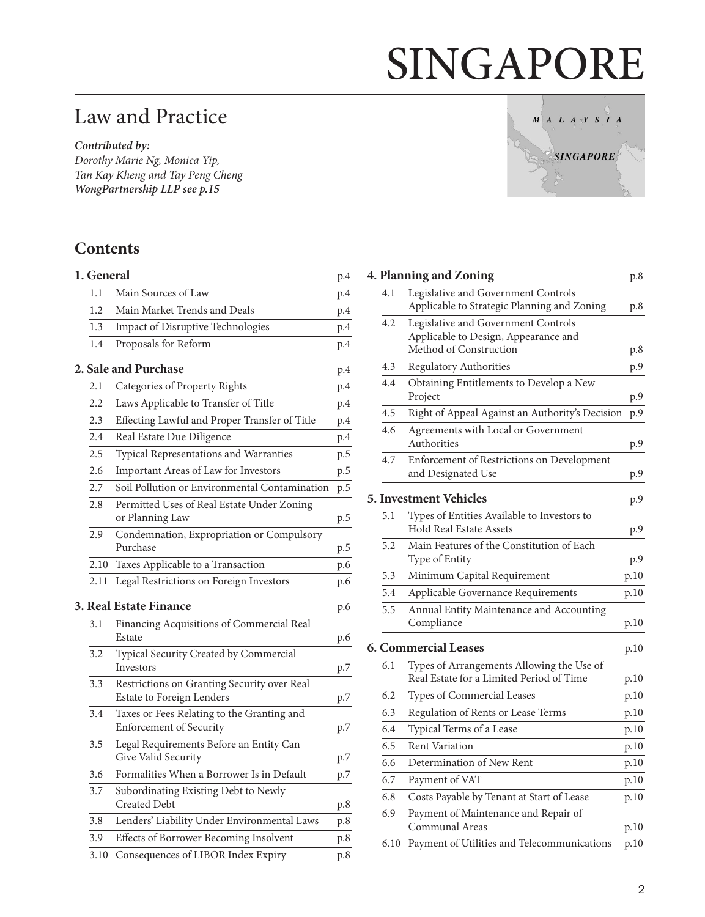# SINGAPORE

## Law and Practice

***Contributed by:***
*Dorothy Marie Ng, Monica Yip,*
*Tan Kay Kheng and Tay Peng Cheng*
***WongPartnership LLP see p.15***

## Contents

**1. General** p.4

| | | |
|---|---|---|
| 1.1 | Main Sources of Law | p.4 |
| 1.2 | Main Market Trends and Deals | p.4 |
| 1.3 | Impact of Disruptive Technologies | p.4 |
| 1.4 | Proposals for Reform | p.4 |

**2. Sale and Purchase** p.4

| | | |
|---|---|---|
| 2.1 | Categories of Property Rights | p.4 |
| 2.2 | Laws Applicable to Transfer of Title | p.4 |
| 2.3 | Effecting Lawful and Proper Transfer of Title | p.4 |
| 2.4 | Real Estate Due Diligence | p.4 |
| 2.5 | Typical Representations and Warranties | p.5 |
| 2.6 | Important Areas of Law for Investors | p.5 |
| 2.7 | Soil Pollution or Environmental Contamination | p.5 |
| 2.8 | Permitted Uses of Real Estate Under Zoning or Planning Law | p.5 |
| 2.9 | Condemnation, Expropriation or Compulsory Purchase | p.5 |
| 2.10 | Taxes Applicable to a Transaction | p.6 |
| 2.11 | Legal Restrictions on Foreign Investors | p.6 |

**3. Real Estate Finance** p.6

| | | |
|---|---|---|
| 3.1 | Financing Acquisitions of Commercial Real Estate | p.6 |
| 3.2 | Typical Security Created by Commercial Investors | p.7 |
| 3.3 | Restrictions on Granting Security over Real Estate to Foreign Lenders | p.7 |
| 3.4 | Taxes or Fees Relating to the Granting and Enforcement of Security | p.7 |
| 3.5 | Legal Requirements Before an Entity Can Give Valid Security | p.7 |
| 3.6 | Formalities When a Borrower Is in Default | p.7 |
| 3.7 | Subordinating Existing Debt to Newly Created Debt | p.8 |
| 3.8 | Lenders' Liability Under Environmental Laws | p.8 |
| 3.9 | Effects of Borrower Becoming Insolvent | p.8 |
| 3.10 | Consequences of LIBOR Index Expiry | p.8 |

**4. Planning and Zoning** p.8

| | | |
|---|---|---|
| 4.1 | Legislative and Government Controls Applicable to Strategic Planning and Zoning | p.8 |
| 4.2 | Legislative and Government Controls Applicable to Design, Appearance and Method of Construction | p.8 |
| 4.3 | Regulatory Authorities | p.9 |
| 4.4 | Obtaining Entitlements to Develop a New Project | p.9 |
| 4.5 | Right of Appeal Against an Authority's Decision | p.9 |
| 4.6 | Agreements with Local or Government Authorities | p.9 |
| 4.7 | Enforcement of Restrictions on Development and Designated Use | p.9 |

**5. Investment Vehicles** p.9

| | | |
|---|---|---|
| 5.1 | Types of Entities Available to Investors to Hold Real Estate Assets | p.9 |
| 5.2 | Main Features of the Constitution of Each Type of Entity | p.9 |
| 5.3 | Minimum Capital Requirement | p.10 |
| 5.4 | Applicable Governance Requirements | p.10 |
| 5.5 | Annual Entity Maintenance and Accounting Compliance | p.10 |

**6. Commercial Leases** p.10

| | | |
|---|---|---|
| 6.1 | Types of Arrangements Allowing the Use of Real Estate for a Limited Period of Time | p.10 |
| 6.2 | Types of Commercial Leases | p.10 |
| 6.3 | Regulation of Rents or Lease Terms | p.10 |
| 6.4 | Typical Terms of a Lease | p.10 |
| 6.5 | Rent Variation | p.10 |
| 6.6 | Determination of New Rent | p.10 |
| 6.7 | Payment of VAT | p.10 |
| 6.8 | Costs Payable by Tenant at Start of Lease | p.10 |
| 6.9 | Payment of Maintenance and Repair of Communal Areas | p.10 |
| 6.10 | Payment of Utilities and Telecommunications | p.10 |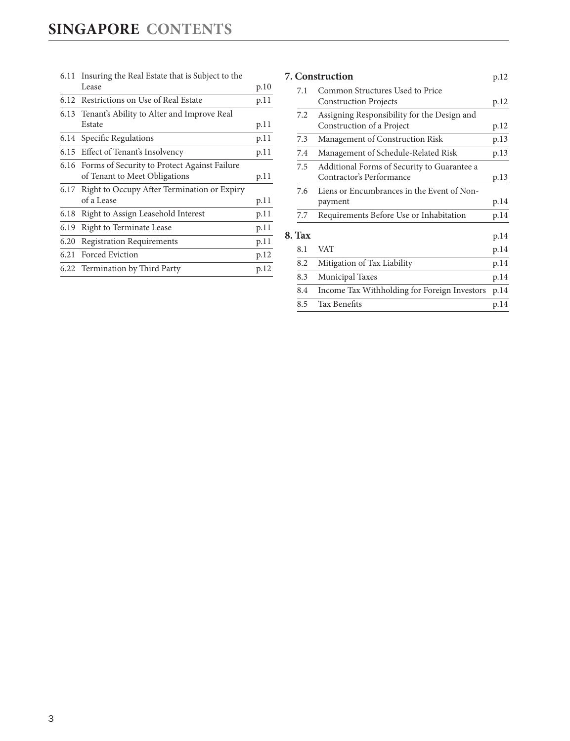# SINGAPORE CONTENTS

| | | |
|---|---|---|
| 6.11 | Insuring the Real Estate that is Subject to the Lease | p.10 |
| 6.12 | Restrictions on Use of Real Estate | p.11 |
| 6.13 | Tenant's Ability to Alter and Improve Real Estate | p.11 |
| 6.14 | Specific Regulations | p.11 |
| 6.15 | Effect of Tenant's Insolvency | p.11 |
| 6.16 | Forms of Security to Protect Against Failure of Tenant to Meet Obligations | p.11 |
| 6.17 | Right to Occupy After Termination or Expiry of a Lease | p.11 |
| 6.18 | Right to Assign Leasehold Interest | p.11 |
| 6.19 | Right to Terminate Lease | p.11 |
| 6.20 | Registration Requirements | p.11 |
| 6.21 | Forced Eviction | p.12 |
| 6.22 | Termination by Third Party | p.12 |

**7. Construction** p.12

| | | |
|---|---|---|
| 7.1 | Common Structures Used to Price Construction Projects | p.12 |
| 7.2 | Assigning Responsibility for the Design and Construction of a Project | p.12 |
| 7.3 | Management of Construction Risk | p.13 |
| 7.4 | Management of Schedule-Related Risk | p.13 |
| 7.5 | Additional Forms of Security to Guarantee a Contractor's Performance | p.13 |
| 7.6 | Liens or Encumbrances in the Event of Non-payment | p.14 |
| 7.7 | Requirements Before Use or Inhabitation | p.14 |

**8. Tax** p.14

| | | |
|---|---|---|
| 8.1 | VAT | p.14 |
| 8.2 | Mitigation of Tax Liability | p.14 |
| 8.3 | Municipal Taxes | p.14 |
| 8.4 | Income Tax Withholding for Foreign Investors | p.14 |
| 8.5 | Tax Benefits | p.14 |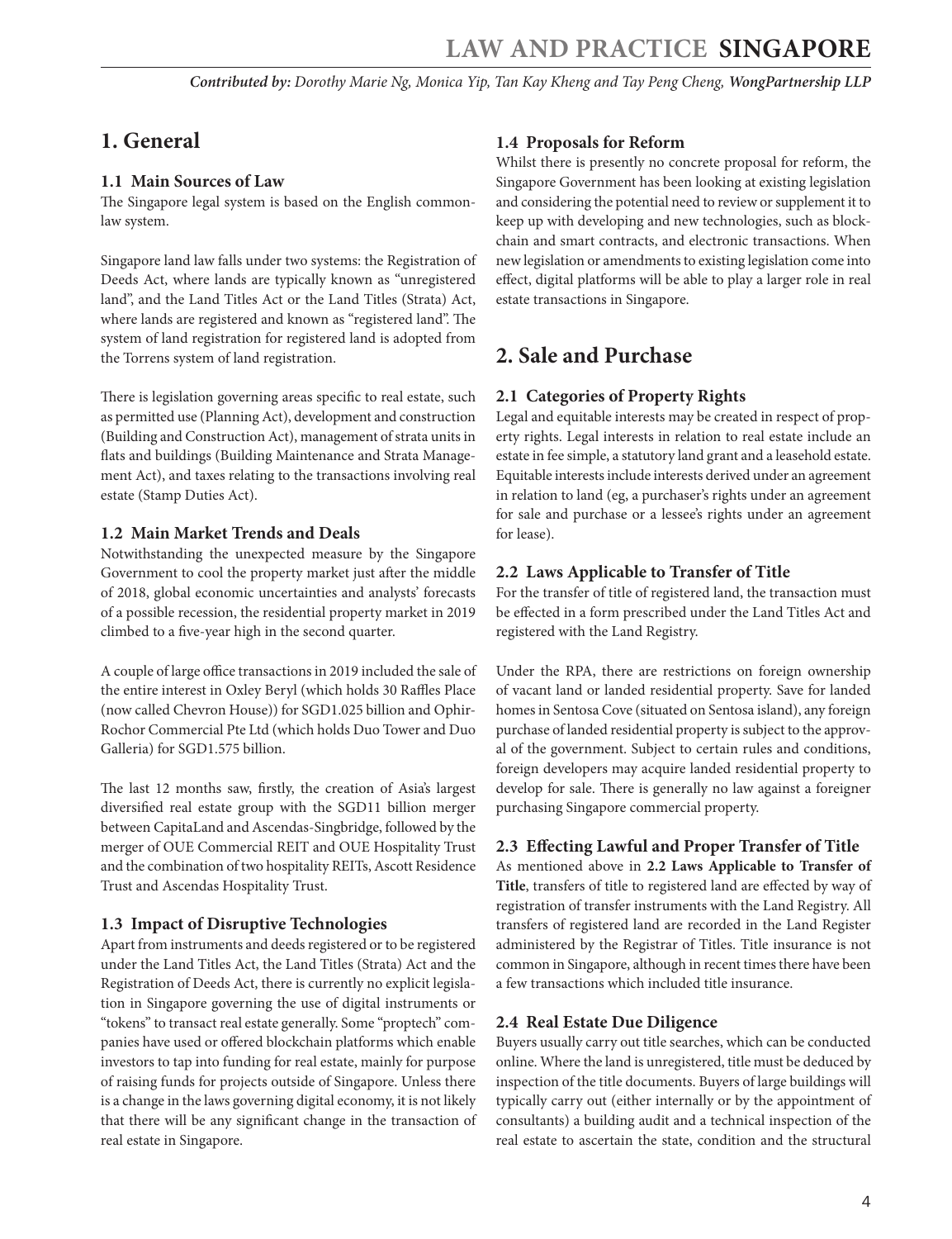# 1. General

## 1.1 Main Sources of Law

The Singapore legal system is based on the English common-law system.

Singapore land law falls under two systems: the Registration of Deeds Act, where lands are typically known as "unregistered land", and the Land Titles Act or the Land Titles (Strata) Act, where lands are registered and known as "registered land". The system of land registration for registered land is adopted from the Torrens system of land registration.

There is legislation governing areas specific to real estate, such as permitted use (Planning Act), development and construction (Building and Construction Act), management of strata units in flats and buildings (Building Maintenance and Strata Management Act), and taxes relating to the transactions involving real estate (Stamp Duties Act).

## 1.2 Main Market Trends and Deals

Notwithstanding the unexpected measure by the Singapore Government to cool the property market just after the middle of 2018, global economic uncertainties and analysts' forecasts of a possible recession, the residential property market in 2019 climbed to a five-year high in the second quarter.

A couple of large office transactions in 2019 included the sale of the entire interest in Oxley Beryl (which holds 30 Raffles Place (now called Chevron House)) for SGD1.025 billion and Ophir-Rochor Commercial Pte Ltd (which holds Duo Tower and Duo Galleria) for SGD1.575 billion.

The last 12 months saw, firstly, the creation of Asia's largest diversified real estate group with the SGD11 billion merger between CapitaLand and Ascendas-Singbridge, followed by the merger of OUE Commercial REIT and OUE Hospitality Trust and the combination of two hospitality REITs, Ascott Residence Trust and Ascendas Hospitality Trust.

## 1.3 Impact of Disruptive Technologies

Apart from instruments and deeds registered or to be registered under the Land Titles Act, the Land Titles (Strata) Act and the Registration of Deeds Act, there is currently no explicit legislation in Singapore governing the use of digital instruments or "tokens" to transact real estate generally. Some "proptech" companies have used or offered blockchain platforms which enable investors to tap into funding for real estate, mainly for purpose of raising funds for projects outside of Singapore. Unless there is a change in the laws governing digital economy, it is not likely that there will be any significant change in the transaction of real estate in Singapore.

## 1.4 Proposals for Reform

Whilst there is presently no concrete proposal for reform, the Singapore Government has been looking at existing legislation and considering the potential need to review or supplement it to keep up with developing and new technologies, such as blockchain and smart contracts, and electronic transactions. When new legislation or amendments to existing legislation come into effect, digital platforms will be able to play a larger role in real estate transactions in Singapore.

# 2. Sale and Purchase

## 2.1 Categories of Property Rights

Legal and equitable interests may be created in respect of property rights. Legal interests in relation to real estate include an estate in fee simple, a statutory land grant and a leasehold estate. Equitable interests include interests derived under an agreement in relation to land (eg, a purchaser's rights under an agreement for sale and purchase or a lessee's rights under an agreement for lease).

## 2.2 Laws Applicable to Transfer of Title

For the transfer of title of registered land, the transaction must be effected in a form prescribed under the Land Titles Act and registered with the Land Registry.

Under the RPA, there are restrictions on foreign ownership of vacant land or landed residential property. Save for landed homes in Sentosa Cove (situated on Sentosa island), any foreign purchase of landed residential property is subject to the approval of the government. Subject to certain rules and conditions, foreign developers may acquire landed residential property to develop for sale. There is generally no law against a foreigner purchasing Singapore commercial property.

## 2.3 Effecting Lawful and Proper Transfer of Title

As mentioned above in **2.2 Laws Applicable to Transfer of Title**, transfers of title to registered land are effected by way of registration of transfer instruments with the Land Registry. All transfers of registered land are recorded in the Land Register administered by the Registrar of Titles. Title insurance is not common in Singapore, although in recent times there have been a few transactions which included title insurance.

## 2.4 Real Estate Due Diligence

Buyers usually carry out title searches, which can be conducted online. Where the land is unregistered, title must be deduced by inspection of the title documents. Buyers of large buildings will typically carry out (either internally or by the appointment of consultants) a building audit and a technical inspection of the real estate to ascertain the state, condition and the structural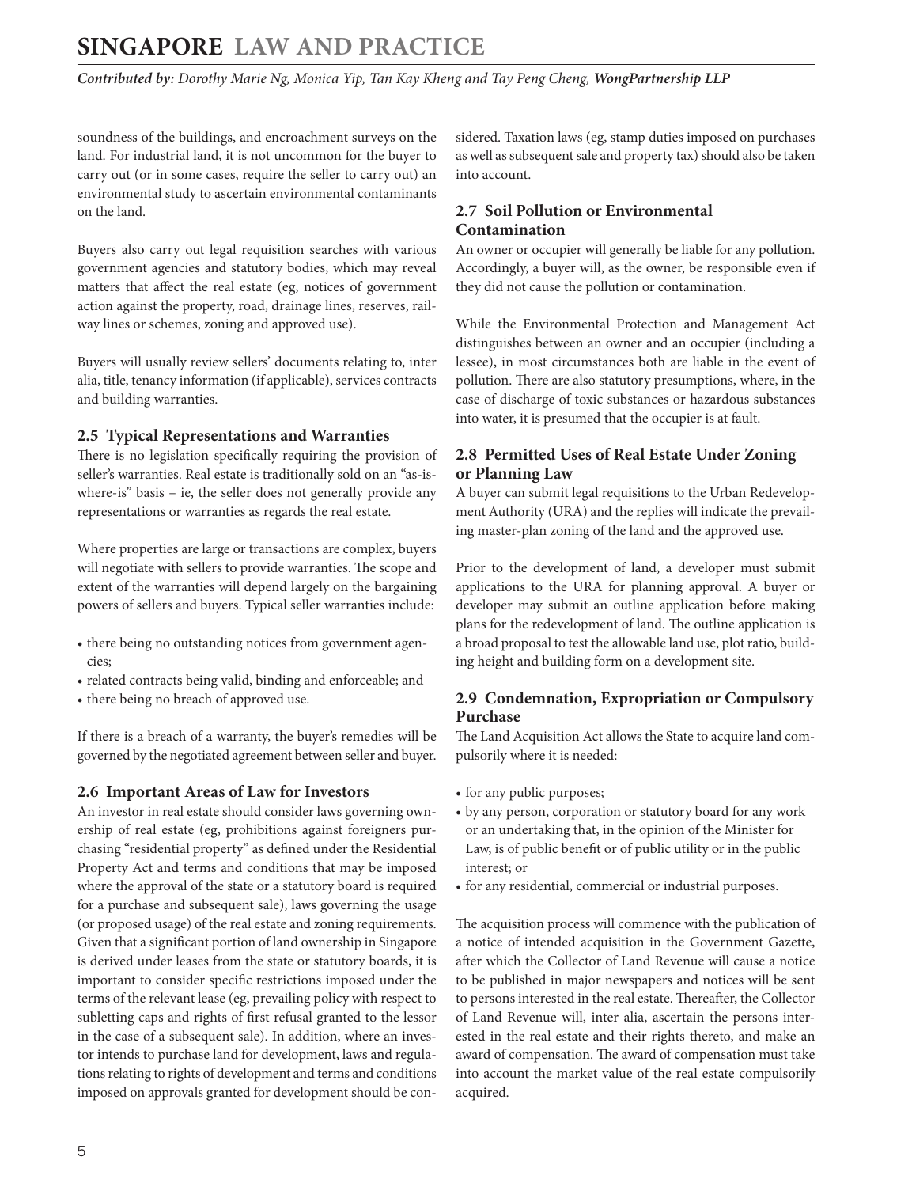soundness of the buildings, and encroachment surveys on the land. For industrial land, it is not uncommon for the buyer to carry out (or in some cases, require the seller to carry out) an environmental study to ascertain environmental contaminants on the land.

Buyers also carry out legal requisition searches with various government agencies and statutory bodies, which may reveal matters that affect the real estate (eg, notices of government action against the property, road, drainage lines, reserves, railway lines or schemes, zoning and approved use).

Buyers will usually review sellers' documents relating to, inter alia, title, tenancy information (if applicable), services contracts and building warranties.

### 2.5 Typical Representations and Warranties

There is no legislation specifically requiring the provision of seller's warranties. Real estate is traditionally sold on an "as-is-where-is" basis – ie, the seller does not generally provide any representations or warranties as regards the real estate.

Where properties are large or transactions are complex, buyers will negotiate with sellers to provide warranties. The scope and extent of the warranties will depend largely on the bargaining powers of sellers and buyers. Typical seller warranties include:

- there being no outstanding notices from government agencies;
- related contracts being valid, binding and enforceable; and
- there being no breach of approved use.

If there is a breach of a warranty, the buyer's remedies will be governed by the negotiated agreement between seller and buyer.

### 2.6 Important Areas of Law for Investors

An investor in real estate should consider laws governing ownership of real estate (eg, prohibitions against foreigners purchasing "residential property" as defined under the Residential Property Act and terms and conditions that may be imposed where the approval of the state or a statutory board is required for a purchase and subsequent sale), laws governing the usage (or proposed usage) of the real estate and zoning requirements. Given that a significant portion of land ownership in Singapore is derived under leases from the state or statutory boards, it is important to consider specific restrictions imposed under the terms of the relevant lease (eg, prevailing policy with respect to subletting caps and rights of first refusal granted to the lessor in the case of a subsequent sale). In addition, where an investor intends to purchase land for development, laws and regulations relating to rights of development and terms and conditions imposed on approvals granted for development should be considered. Taxation laws (eg, stamp duties imposed on purchases as well as subsequent sale and property tax) should also be taken into account.

### 2.7 Soil Pollution or Environmental Contamination

An owner or occupier will generally be liable for any pollution. Accordingly, a buyer will, as the owner, be responsible even if they did not cause the pollution or contamination.

While the Environmental Protection and Management Act distinguishes between an owner and an occupier (including a lessee), in most circumstances both are liable in the event of pollution. There are also statutory presumptions, where, in the case of discharge of toxic substances or hazardous substances into water, it is presumed that the occupier is at fault.

### 2.8 Permitted Uses of Real Estate Under Zoning or Planning Law

A buyer can submit legal requisitions to the Urban Redevelopment Authority (URA) and the replies will indicate the prevailing master-plan zoning of the land and the approved use.

Prior to the development of land, a developer must submit applications to the URA for planning approval. A buyer or developer may submit an outline application before making plans for the redevelopment of land. The outline application is a broad proposal to test the allowable land use, plot ratio, building height and building form on a development site.

### 2.9 Condemnation, Expropriation or Compulsory Purchase

The Land Acquisition Act allows the State to acquire land compulsorily where it is needed:

- for any public purposes;
- by any person, corporation or statutory board for any work or an undertaking that, in the opinion of the Minister for Law, is of public benefit or of public utility or in the public interest; or
- for any residential, commercial or industrial purposes.

The acquisition process will commence with the publication of a notice of intended acquisition in the Government Gazette, after which the Collector of Land Revenue will cause a notice to be published in major newspapers and notices will be sent to persons interested in the real estate. Thereafter, the Collector of Land Revenue will, inter alia, ascertain the persons interested in the real estate and their rights thereto, and make an award of compensation. The award of compensation must take into account the market value of the real estate compulsorily acquired.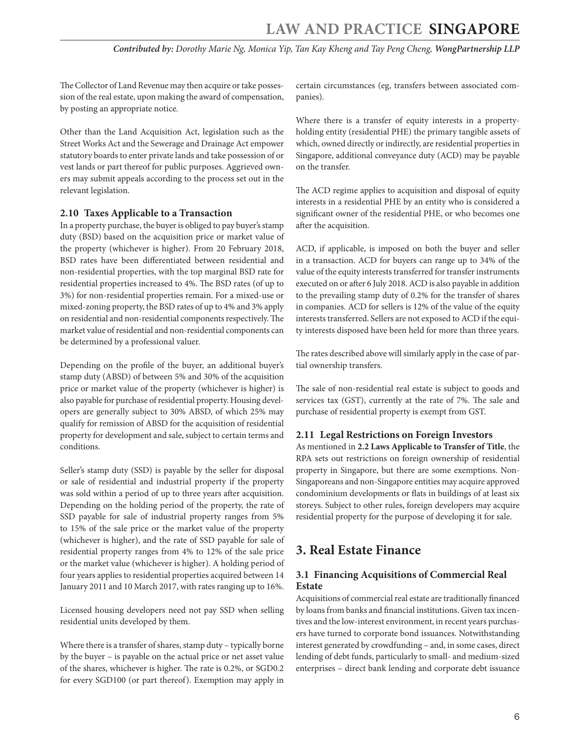The Collector of Land Revenue may then acquire or take possession of the real estate, upon making the award of compensation, by posting an appropriate notice.

Other than the Land Acquisition Act, legislation such as the Street Works Act and the Sewerage and Drainage Act empower statutory boards to enter private lands and take possession of or vest lands or part thereof for public purposes. Aggrieved owners may submit appeals according to the process set out in the relevant legislation.

### 2.10 Taxes Applicable to a Transaction

In a property purchase, the buyer is obliged to pay buyer's stamp duty (BSD) based on the acquisition price or market value of the property (whichever is higher). From 20 February 2018, BSD rates have been differentiated between residential and non-residential properties, with the top marginal BSD rate for residential properties increased to 4%. The BSD rates (of up to 3%) for non-residential properties remain. For a mixed-use or mixed-zoning property, the BSD rates of up to 4% and 3% apply on residential and non-residential components respectively. The market value of residential and non-residential components can be determined by a professional valuer.

Depending on the profile of the buyer, an additional buyer's stamp duty (ABSD) of between 5% and 30% of the acquisition price or market value of the property (whichever is higher) is also payable for purchase of residential property. Housing developers are generally subject to 30% ABSD, of which 25% may qualify for remission of ABSD for the acquisition of residential property for development and sale, subject to certain terms and conditions.

Seller's stamp duty (SSD) is payable by the seller for disposal or sale of residential and industrial property if the property was sold within a period of up to three years after acquisition. Depending on the holding period of the property, the rate of SSD payable for sale of industrial property ranges from 5% to 15% of the sale price or the market value of the property (whichever is higher), and the rate of SSD payable for sale of residential property ranges from 4% to 12% of the sale price or the market value (whichever is higher). A holding period of four years applies to residential properties acquired between 14 January 2011 and 10 March 2017, with rates ranging up to 16%.

Licensed housing developers need not pay SSD when selling residential units developed by them.

Where there is a transfer of shares, stamp duty – typically borne by the buyer – is payable on the actual price or net asset value of the shares, whichever is higher. The rate is 0.2%, or SGD0.2 for every SGD100 (or part thereof). Exemption may apply in certain circumstances (eg, transfers between associated companies).

Where there is a transfer of equity interests in a property-holding entity (residential PHE) the primary tangible assets of which, owned directly or indirectly, are residential properties in Singapore, additional conveyance duty (ACD) may be payable on the transfer.

The ACD regime applies to acquisition and disposal of equity interests in a residential PHE by an entity who is considered a significant owner of the residential PHE, or who becomes one after the acquisition.

ACD, if applicable, is imposed on both the buyer and seller in a transaction. ACD for buyers can range up to 34% of the value of the equity interests transferred for transfer instruments executed on or after 6 July 2018. ACD is also payable in addition to the prevailing stamp duty of 0.2% for the transfer of shares in companies. ACD for sellers is 12% of the value of the equity interests transferred. Sellers are not exposed to ACD if the equity interests disposed have been held for more than three years.

The rates described above will similarly apply in the case of partial ownership transfers.

The sale of non-residential real estate is subject to goods and services tax (GST), currently at the rate of 7%. The sale and purchase of residential property is exempt from GST.

### 2.11 Legal Restrictions on Foreign Investors

As mentioned in **2.2 Laws Applicable to Transfer of Title**, the RPA sets out restrictions on foreign ownership of residential property in Singapore, but there are some exemptions. Non-Singaporeans and non-Singapore entities may acquire approved condominium developments or flats in buildings of at least six storeys. Subject to other rules, foreign developers may acquire residential property for the purpose of developing it for sale.

## 3. Real Estate Finance

### 3.1 Financing Acquisitions of Commercial Real Estate

Acquisitions of commercial real estate are traditionally financed by loans from banks and financial institutions. Given tax incentives and the low-interest environment, in recent years purchasers have turned to corporate bond issuances. Notwithstanding interest generated by crowdfunding – and, in some cases, direct lending of debt funds, particularly to small- and medium-sized enterprises – direct bank lending and corporate debt issuance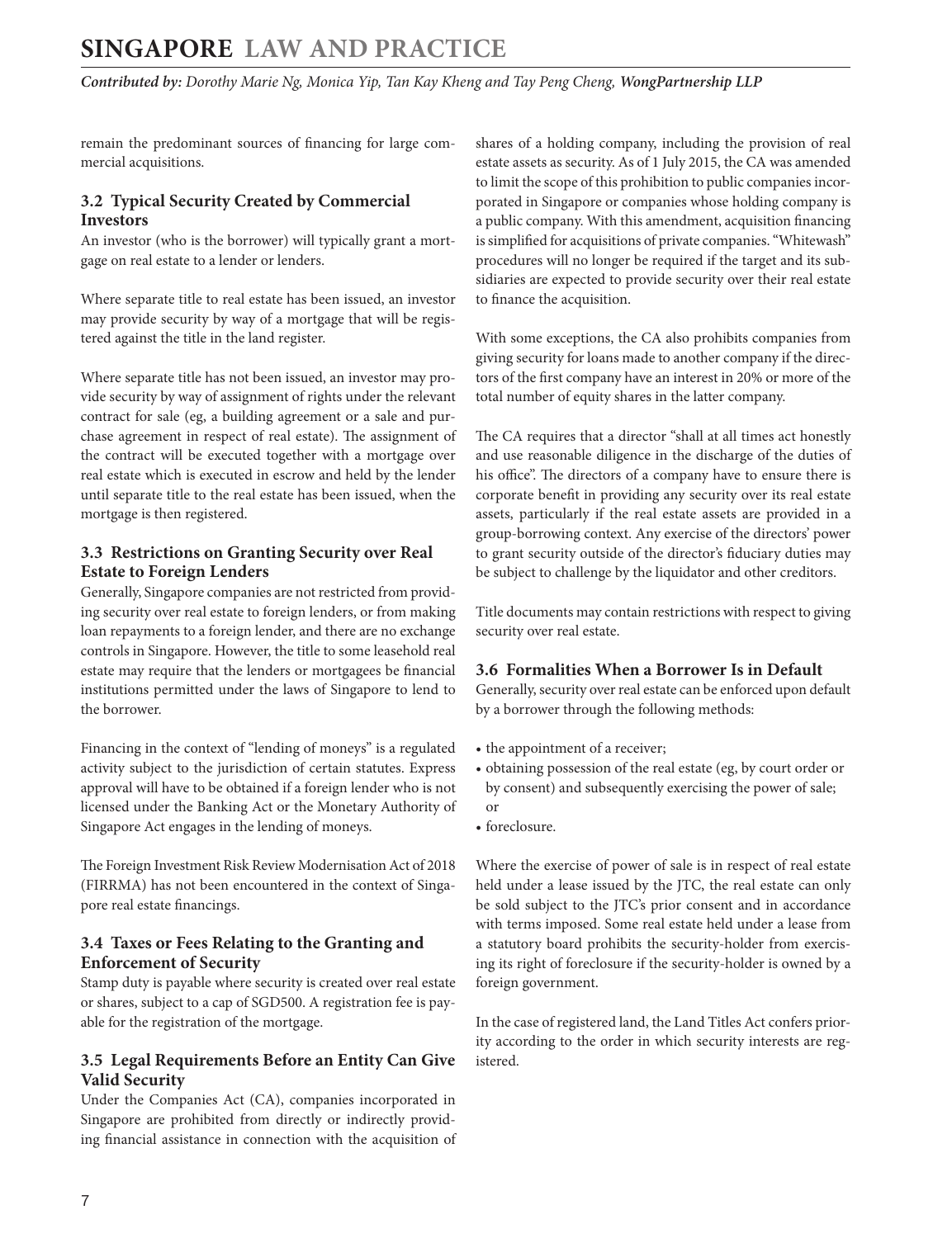remain the predominant sources of financing for large commercial acquisitions.

### 3.2 Typical Security Created by Commercial Investors

An investor (who is the borrower) will typically grant a mortgage on real estate to a lender or lenders.

Where separate title to real estate has been issued, an investor may provide security by way of a mortgage that will be registered against the title in the land register.

Where separate title has not been issued, an investor may provide security by way of assignment of rights under the relevant contract for sale (eg, a building agreement or a sale and purchase agreement in respect of real estate). The assignment of the contract will be executed together with a mortgage over real estate which is executed in escrow and held by the lender until separate title to the real estate has been issued, when the mortgage is then registered.

### 3.3 Restrictions on Granting Security over Real Estate to Foreign Lenders

Generally, Singapore companies are not restricted from providing security over real estate to foreign lenders, or from making loan repayments to a foreign lender, and there are no exchange controls in Singapore. However, the title to some leasehold real estate may require that the lenders or mortgagees be financial institutions permitted under the laws of Singapore to lend to the borrower.

Financing in the context of "lending of moneys" is a regulated activity subject to the jurisdiction of certain statutes. Express approval will have to be obtained if a foreign lender who is not licensed under the Banking Act or the Monetary Authority of Singapore Act engages in the lending of moneys.

The Foreign Investment Risk Review Modernisation Act of 2018 (FIRRMA) has not been encountered in the context of Singapore real estate financings.

### 3.4 Taxes or Fees Relating to the Granting and Enforcement of Security

Stamp duty is payable where security is created over real estate or shares, subject to a cap of SGD500. A registration fee is payable for the registration of the mortgage.

### 3.5 Legal Requirements Before an Entity Can Give Valid Security

Under the Companies Act (CA), companies incorporated in Singapore are prohibited from directly or indirectly providing financial assistance in connection with the acquisition of shares of a holding company, including the provision of real estate assets as security. As of 1 July 2015, the CA was amended to limit the scope of this prohibition to public companies incorporated in Singapore or companies whose holding company is a public company. With this amendment, acquisition financing is simplified for acquisitions of private companies. "Whitewash" procedures will no longer be required if the target and its subsidiaries are expected to provide security over their real estate to finance the acquisition.

With some exceptions, the CA also prohibits companies from giving security for loans made to another company if the directors of the first company have an interest in 20% or more of the total number of equity shares in the latter company.

The CA requires that a director "shall at all times act honestly and use reasonable diligence in the discharge of the duties of his office". The directors of a company have to ensure there is corporate benefit in providing any security over its real estate assets, particularly if the real estate assets are provided in a group-borrowing context. Any exercise of the directors' power to grant security outside of the director's fiduciary duties may be subject to challenge by the liquidator and other creditors.

Title documents may contain restrictions with respect to giving security over real estate.

### 3.6 Formalities When a Borrower Is in Default

Generally, security over real estate can be enforced upon default by a borrower through the following methods:

- the appointment of a receiver;
- obtaining possession of the real estate (eg, by court order or by consent) and subsequently exercising the power of sale; or
- foreclosure.

Where the exercise of power of sale is in respect of real estate held under a lease issued by the JTC, the real estate can only be sold subject to the JTC's prior consent and in accordance with terms imposed. Some real estate held under a lease from a statutory board prohibits the security-holder from exercising its right of foreclosure if the security-holder is owned by a foreign government.

In the case of registered land, the Land Titles Act confers priority according to the order in which security interests are registered.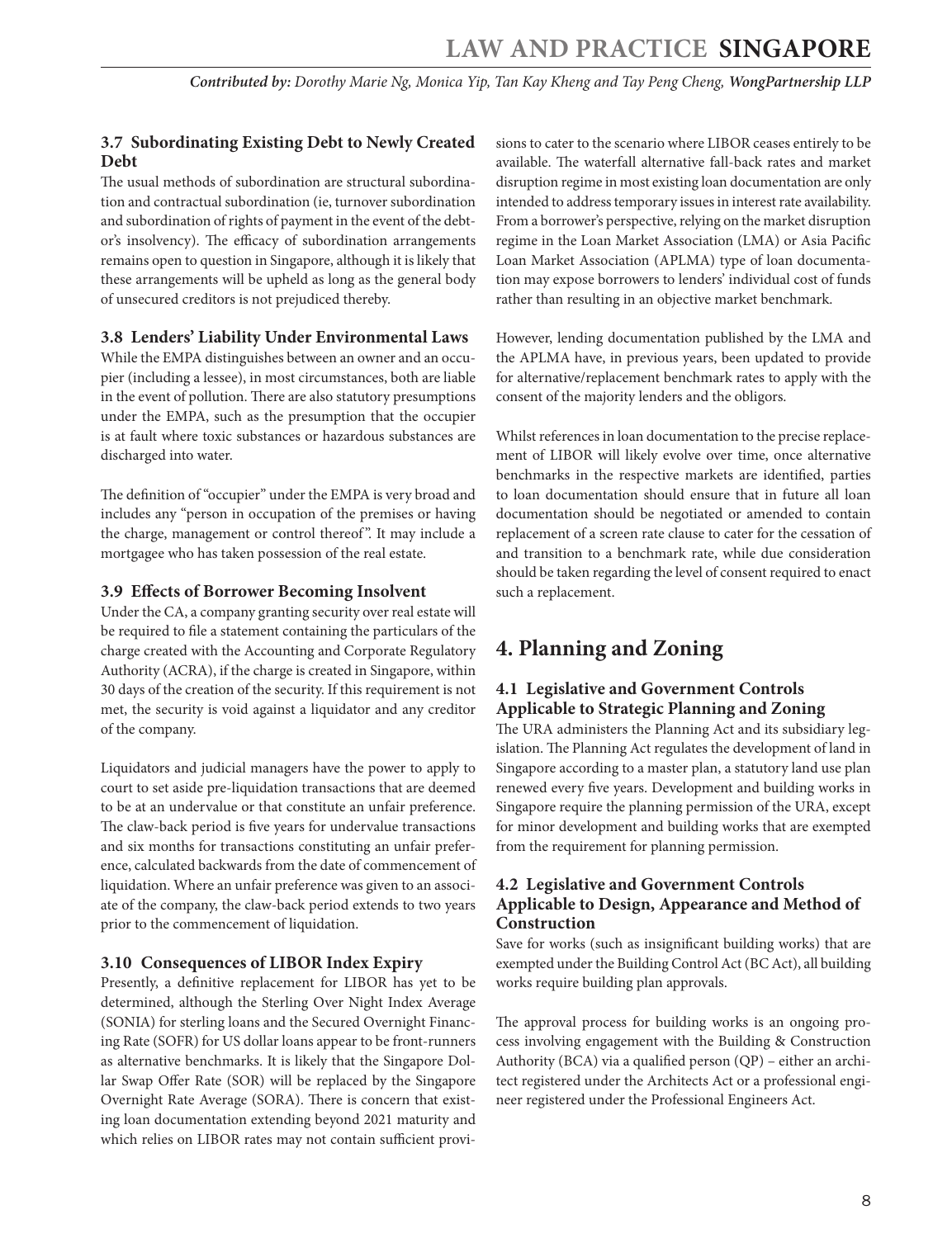### 3.7 Subordinating Existing Debt to Newly Created Debt

The usual methods of subordination are structural subordination and contractual subordination (ie, turnover subordination and subordination of rights of payment in the event of the debtor's insolvency). The efficacy of subordination arrangements remains open to question in Singapore, although it is likely that these arrangements will be upheld as long as the general body of unsecured creditors is not prejudiced thereby.

### 3.8 Lenders' Liability Under Environmental Laws

While the EMPA distinguishes between an owner and an occupier (including a lessee), in most circumstances, both are liable in the event of pollution. There are also statutory presumptions under the EMPA, such as the presumption that the occupier is at fault where toxic substances or hazardous substances are discharged into water.

The definition of "occupier" under the EMPA is very broad and includes any "person in occupation of the premises or having the charge, management or control thereof". It may include a mortgagee who has taken possession of the real estate.

### 3.9 Effects of Borrower Becoming Insolvent

Under the CA, a company granting security over real estate will be required to file a statement containing the particulars of the charge created with the Accounting and Corporate Regulatory Authority (ACRA), if the charge is created in Singapore, within 30 days of the creation of the security. If this requirement is not met, the security is void against a liquidator and any creditor of the company.

Liquidators and judicial managers have the power to apply to court to set aside pre-liquidation transactions that are deemed to be at an undervalue or that constitute an unfair preference. The claw-back period is five years for undervalue transactions and six months for transactions constituting an unfair preference, calculated backwards from the date of commencement of liquidation. Where an unfair preference was given to an associate of the company, the claw-back period extends to two years prior to the commencement of liquidation.

### 3.10 Consequences of LIBOR Index Expiry

Presently, a definitive replacement for LIBOR has yet to be determined, although the Sterling Over Night Index Average (SONIA) for sterling loans and the Secured Overnight Financing Rate (SOFR) for US dollar loans appear to be front-runners as alternative benchmarks. It is likely that the Singapore Dollar Swap Offer Rate (SOR) will be replaced by the Singapore Overnight Rate Average (SORA). There is concern that existing loan documentation extending beyond 2021 maturity and which relies on LIBOR rates may not contain sufficient provisions to cater to the scenario where LIBOR ceases entirely to be available. The waterfall alternative fall-back rates and market disruption regime in most existing loan documentation are only intended to address temporary issues in interest rate availability. From a borrower's perspective, relying on the market disruption regime in the Loan Market Association (LMA) or Asia Pacific Loan Market Association (APLMA) type of loan documentation may expose borrowers to lenders' individual cost of funds rather than resulting in an objective market benchmark.

However, lending documentation published by the LMA and the APLMA have, in previous years, been updated to provide for alternative/replacement benchmark rates to apply with the consent of the majority lenders and the obligors.

Whilst references in loan documentation to the precise replacement of LIBOR will likely evolve over time, once alternative benchmarks in the respective markets are identified, parties to loan documentation should ensure that in future all loan documentation should be negotiated or amended to contain replacement of a screen rate clause to cater for the cessation of and transition to a benchmark rate, while due consideration should be taken regarding the level of consent required to enact such a replacement.

## 4. Planning and Zoning

### 4.1 Legislative and Government Controls Applicable to Strategic Planning and Zoning

The URA administers the Planning Act and its subsidiary legislation. The Planning Act regulates the development of land in Singapore according to a master plan, a statutory land use plan renewed every five years. Development and building works in Singapore require the planning permission of the URA, except for minor development and building works that are exempted from the requirement for planning permission.

### 4.2 Legislative and Government Controls Applicable to Design, Appearance and Method of Construction

Save for works (such as insignificant building works) that are exempted under the Building Control Act (BC Act), all building works require building plan approvals.

The approval process for building works is an ongoing process involving engagement with the Building & Construction Authority (BCA) via a qualified person (QP) – either an architect registered under the Architects Act or a professional engineer registered under the Professional Engineers Act.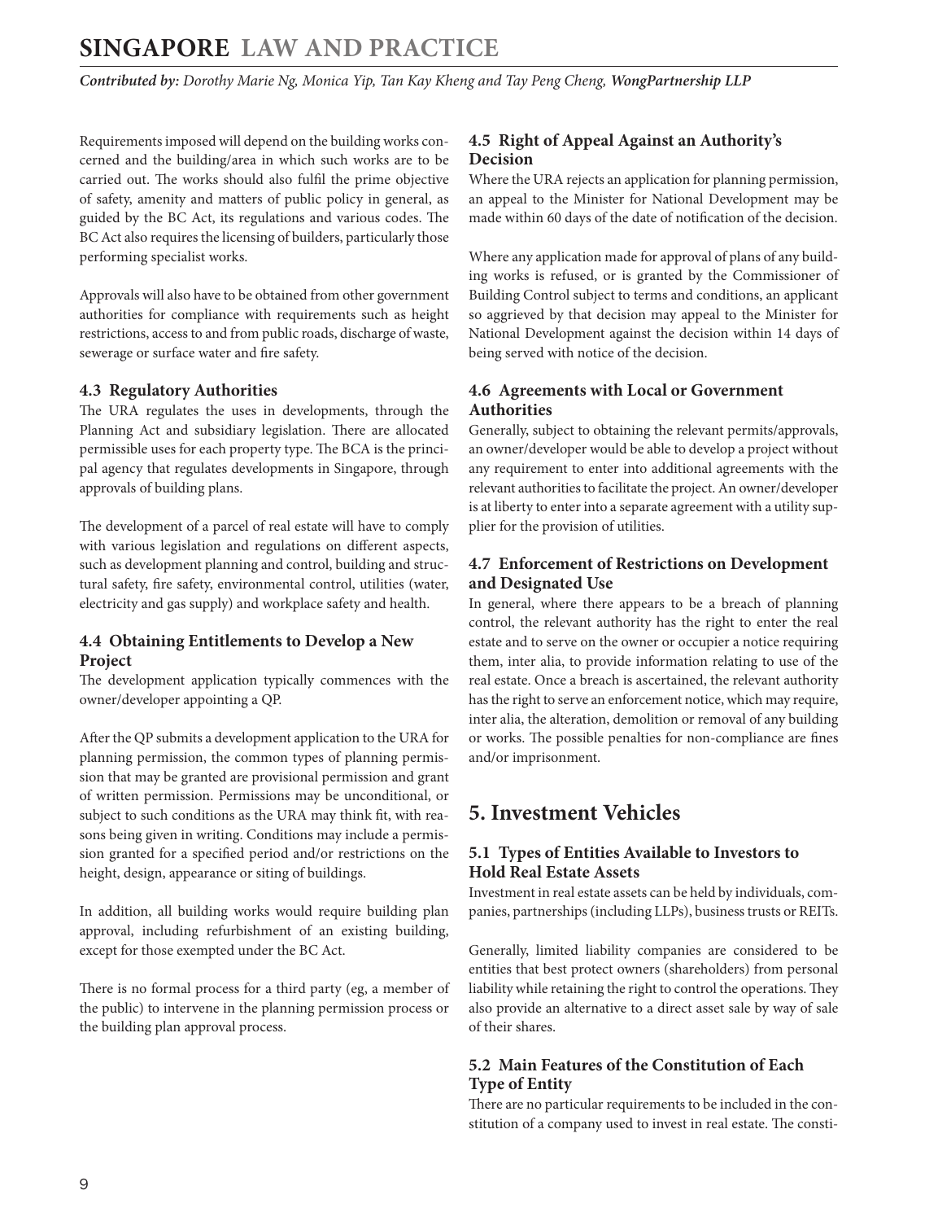Requirements imposed will depend on the building works concerned and the building/area in which such works are to be carried out. The works should also fulfil the prime objective of safety, amenity and matters of public policy in general, as guided by the BC Act, its regulations and various codes. The BC Act also requires the licensing of builders, particularly those performing specialist works.

Approvals will also have to be obtained from other government authorities for compliance with requirements such as height restrictions, access to and from public roads, discharge of waste, sewerage or surface water and fire safety.

### 4.3 Regulatory Authorities

The URA regulates the uses in developments, through the Planning Act and subsidiary legislation. There are allocated permissible uses for each property type. The BCA is the principal agency that regulates developments in Singapore, through approvals of building plans.

The development of a parcel of real estate will have to comply with various legislation and regulations on different aspects, such as development planning and control, building and structural safety, fire safety, environmental control, utilities (water, electricity and gas supply) and workplace safety and health.

### 4.4 Obtaining Entitlements to Develop a New Project

The development application typically commences with the owner/developer appointing a QP.

After the QP submits a development application to the URA for planning permission, the common types of planning permission that may be granted are provisional permission and grant of written permission. Permissions may be unconditional, or subject to such conditions as the URA may think fit, with reasons being given in writing. Conditions may include a permission granted for a specified period and/or restrictions on the height, design, appearance or siting of buildings.

In addition, all building works would require building plan approval, including refurbishment of an existing building, except for those exempted under the BC Act.

There is no formal process for a third party (eg, a member of the public) to intervene in the planning permission process or the building plan approval process.

### 4.5 Right of Appeal Against an Authority's Decision

Where the URA rejects an application for planning permission, an appeal to the Minister for National Development may be made within 60 days of the date of notification of the decision.

Where any application made for approval of plans of any building works is refused, or is granted by the Commissioner of Building Control subject to terms and conditions, an applicant so aggrieved by that decision may appeal to the Minister for National Development against the decision within 14 days of being served with notice of the decision.

### 4.6 Agreements with Local or Government Authorities

Generally, subject to obtaining the relevant permits/approvals, an owner/developer would be able to develop a project without any requirement to enter into additional agreements with the relevant authorities to facilitate the project. An owner/developer is at liberty to enter into a separate agreement with a utility supplier for the provision of utilities.

### 4.7 Enforcement of Restrictions on Development and Designated Use

In general, where there appears to be a breach of planning control, the relevant authority has the right to enter the real estate and to serve on the owner or occupier a notice requiring them, inter alia, to provide information relating to use of the real estate. Once a breach is ascertained, the relevant authority has the right to serve an enforcement notice, which may require, inter alia, the alteration, demolition or removal of any building or works. The possible penalties for non-compliance are fines and/or imprisonment.

## 5. Investment Vehicles

### 5.1 Types of Entities Available to Investors to Hold Real Estate Assets

Investment in real estate assets can be held by individuals, companies, partnerships (including LLPs), business trusts or REITs.

Generally, limited liability companies are considered to be entities that best protect owners (shareholders) from personal liability while retaining the right to control the operations. They also provide an alternative to a direct asset sale by way of sale of their shares.

### 5.2 Main Features of the Constitution of Each Type of Entity

There are no particular requirements to be included in the constitution of a company used to invest in real estate. The consti-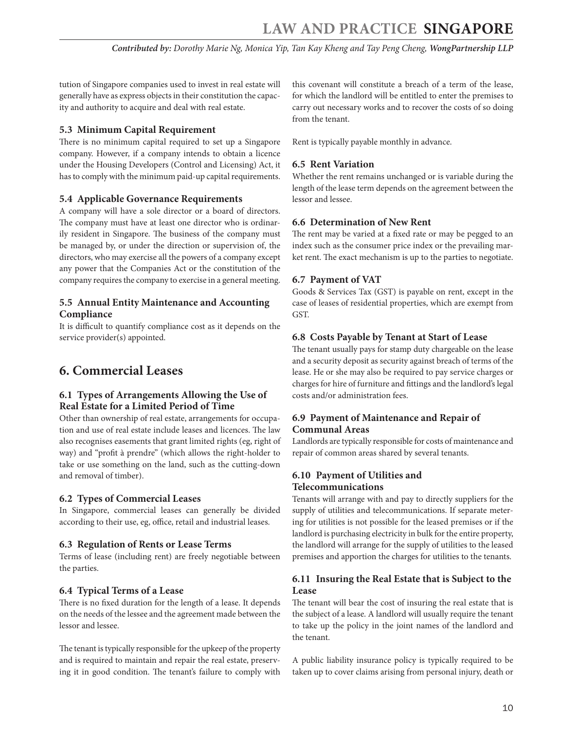tution of Singapore companies used to invest in real estate will generally have as express objects in their constitution the capacity and authority to acquire and deal with real estate.

### 5.3 Minimum Capital Requirement

There is no minimum capital required to set up a Singapore company. However, if a company intends to obtain a licence under the Housing Developers (Control and Licensing) Act, it has to comply with the minimum paid-up capital requirements.

### 5.4 Applicable Governance Requirements

A company will have a sole director or a board of directors. The company must have at least one director who is ordinarily resident in Singapore. The business of the company must be managed by, or under the direction or supervision of, the directors, who may exercise all the powers of a company except any power that the Companies Act or the constitution of the company requires the company to exercise in a general meeting.

### 5.5 Annual Entity Maintenance and Accounting Compliance

It is difficult to quantify compliance cost as it depends on the service provider(s) appointed.

## 6. Commercial Leases

### 6.1 Types of Arrangements Allowing the Use of Real Estate for a Limited Period of Time

Other than ownership of real estate, arrangements for occupation and use of real estate include leases and licences. The law also recognises easements that grant limited rights (eg, right of way) and "profit à prendre" (which allows the right-holder to take or use something on the land, such as the cutting-down and removal of timber).

### 6.2 Types of Commercial Leases

In Singapore, commercial leases can generally be divided according to their use, eg, office, retail and industrial leases.

### 6.3 Regulation of Rents or Lease Terms

Terms of lease (including rent) are freely negotiable between the parties.

### 6.4 Typical Terms of a Lease

There is no fixed duration for the length of a lease. It depends on the needs of the lessee and the agreement made between the lessor and lessee.

The tenant is typically responsible for the upkeep of the property and is required to maintain and repair the real estate, preserving it in good condition. The tenant's failure to comply with this covenant will constitute a breach of a term of the lease, for which the landlord will be entitled to enter the premises to carry out necessary works and to recover the costs of so doing from the tenant.

Rent is typically payable monthly in advance.

### 6.5 Rent Variation

Whether the rent remains unchanged or is variable during the length of the lease term depends on the agreement between the lessor and lessee.

### 6.6 Determination of New Rent

The rent may be varied at a fixed rate or may be pegged to an index such as the consumer price index or the prevailing market rent. The exact mechanism is up to the parties to negotiate.

### 6.7 Payment of VAT

Goods & Services Tax (GST) is payable on rent, except in the case of leases of residential properties, which are exempt from GST.

### 6.8 Costs Payable by Tenant at Start of Lease

The tenant usually pays for stamp duty chargeable on the lease and a security deposit as security against breach of terms of the lease. He or she may also be required to pay service charges or charges for hire of furniture and fittings and the landlord's legal costs and/or administration fees.

### 6.9 Payment of Maintenance and Repair of Communal Areas

Landlords are typically responsible for costs of maintenance and repair of common areas shared by several tenants.

### 6.10 Payment of Utilities and Telecommunications

Tenants will arrange with and pay to directly suppliers for the supply of utilities and telecommunications. If separate metering for utilities is not possible for the leased premises or if the landlord is purchasing electricity in bulk for the entire property, the landlord will arrange for the supply of utilities to the leased premises and apportion the charges for utilities to the tenants.

### 6.11 Insuring the Real Estate that is Subject to the Lease

The tenant will bear the cost of insuring the real estate that is the subject of a lease. A landlord will usually require the tenant to take up the policy in the joint names of the landlord and the tenant.

A public liability insurance policy is typically required to be taken up to cover claims arising from personal injury, death or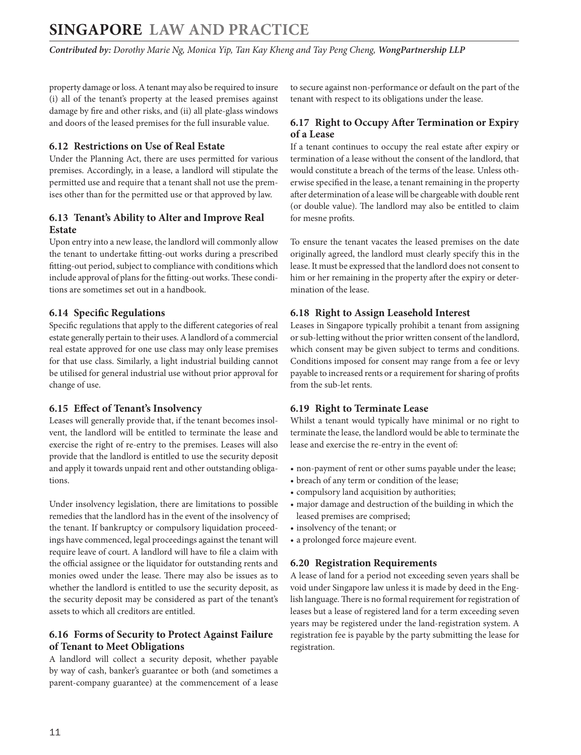property damage or loss. A tenant may also be required to insure (i) all of the tenant's property at the leased premises against damage by fire and other risks, and (ii) all plate-glass windows and doors of the leased premises for the full insurable value.

### 6.12 Restrictions on Use of Real Estate

Under the Planning Act, there are uses permitted for various premises. Accordingly, in a lease, a landlord will stipulate the permitted use and require that a tenant shall not use the premises other than for the permitted use or that approved by law.

### 6.13 Tenant's Ability to Alter and Improve Real Estate

Upon entry into a new lease, the landlord will commonly allow the tenant to undertake fitting-out works during a prescribed fitting-out period, subject to compliance with conditions which include approval of plans for the fitting-out works. These conditions are sometimes set out in a handbook.

### 6.14 Specific Regulations

Specific regulations that apply to the different categories of real estate generally pertain to their uses. A landlord of a commercial real estate approved for one use class may only lease premises for that use class. Similarly, a light industrial building cannot be utilised for general industrial use without prior approval for change of use.

### 6.15 Effect of Tenant's Insolvency

Leases will generally provide that, if the tenant becomes insolvent, the landlord will be entitled to terminate the lease and exercise the right of re-entry to the premises. Leases will also provide that the landlord is entitled to use the security deposit and apply it towards unpaid rent and other outstanding obligations.

Under insolvency legislation, there are limitations to possible remedies that the landlord has in the event of the insolvency of the tenant. If bankruptcy or compulsory liquidation proceedings have commenced, legal proceedings against the tenant will require leave of court. A landlord will have to file a claim with the official assignee or the liquidator for outstanding rents and monies owed under the lease. There may also be issues as to whether the landlord is entitled to use the security deposit, as the security deposit may be considered as part of the tenant's assets to which all creditors are entitled.

### 6.16 Forms of Security to Protect Against Failure of Tenant to Meet Obligations

A landlord will collect a security deposit, whether payable by way of cash, banker's guarantee or both (and sometimes a parent-company guarantee) at the commencement of a lease to secure against non-performance or default on the part of the tenant with respect to its obligations under the lease.

### 6.17 Right to Occupy After Termination or Expiry of a Lease

If a tenant continues to occupy the real estate after expiry or termination of a lease without the consent of the landlord, that would constitute a breach of the terms of the lease. Unless otherwise specified in the lease, a tenant remaining in the property after determination of a lease will be chargeable with double rent (or double value). The landlord may also be entitled to claim for mesne profits.

To ensure the tenant vacates the leased premises on the date originally agreed, the landlord must clearly specify this in the lease. It must be expressed that the landlord does not consent to him or her remaining in the property after the expiry or determination of the lease.

### 6.18 Right to Assign Leasehold Interest

Leases in Singapore typically prohibit a tenant from assigning or sub-letting without the prior written consent of the landlord, which consent may be given subject to terms and conditions. Conditions imposed for consent may range from a fee or levy payable to increased rents or a requirement for sharing of profits from the sub-let rents.

### 6.19 Right to Terminate Lease

Whilst a tenant would typically have minimal or no right to terminate the lease, the landlord would be able to terminate the lease and exercise the re-entry in the event of:

- non-payment of rent or other sums payable under the lease;
- breach of any term or condition of the lease;
- compulsory land acquisition by authorities;
- major damage and destruction of the building in which the leased premises are comprised;
- insolvency of the tenant; or
- a prolonged force majeure event.

### 6.20 Registration Requirements

A lease of land for a period not exceeding seven years shall be void under Singapore law unless it is made by deed in the English language. There is no formal requirement for registration of leases but a lease of registered land for a term exceeding seven years may be registered under the land-registration system. A registration fee is payable by the party submitting the lease for registration.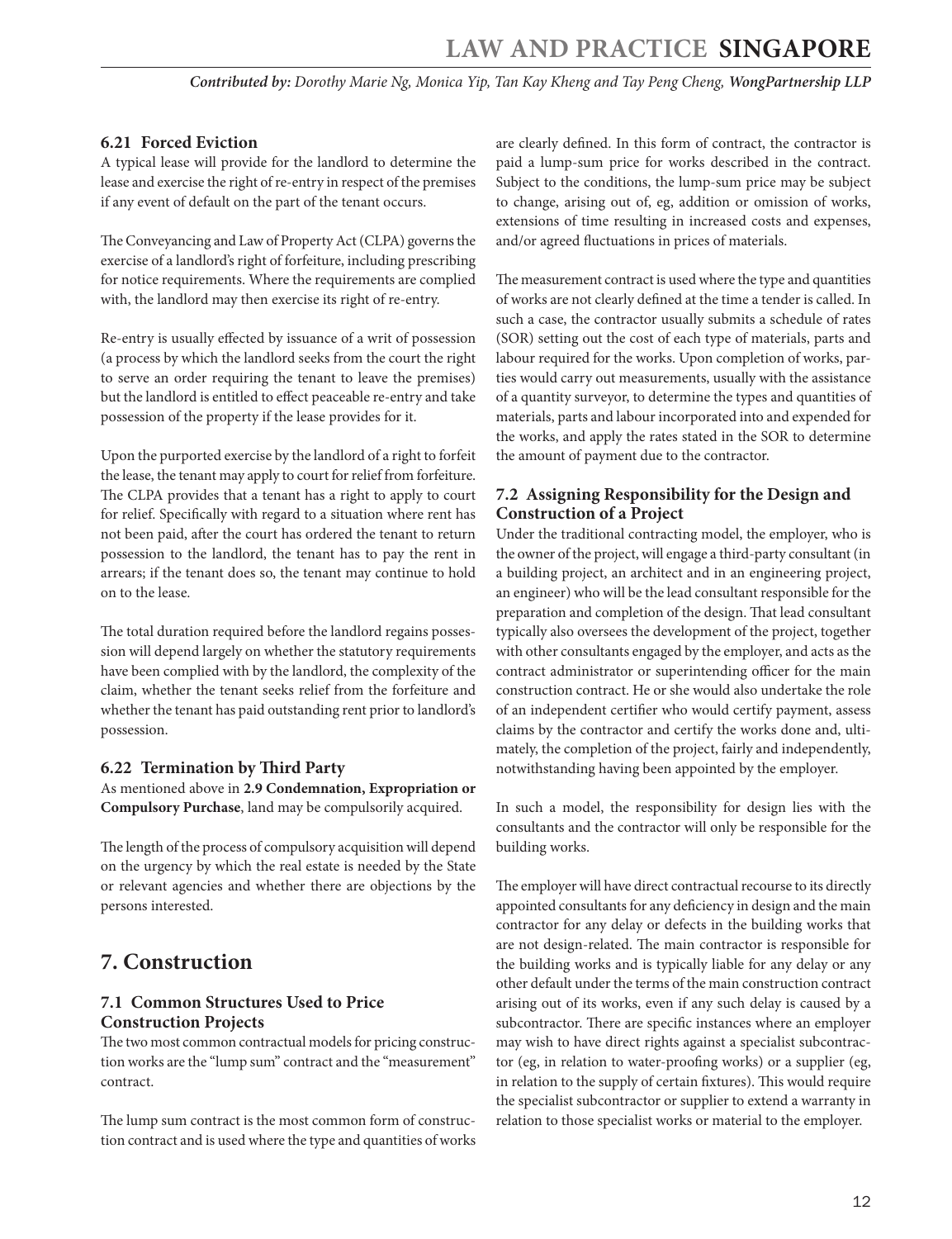### 6.21 Forced Eviction

A typical lease will provide for the landlord to determine the lease and exercise the right of re-entry in respect of the premises if any event of default on the part of the tenant occurs.

The Conveyancing and Law of Property Act (CLPA) governs the exercise of a landlord's right of forfeiture, including prescribing for notice requirements. Where the requirements are complied with, the landlord may then exercise its right of re-entry.

Re-entry is usually effected by issuance of a writ of possession (a process by which the landlord seeks from the court the right to serve an order requiring the tenant to leave the premises) but the landlord is entitled to effect peaceable re-entry and take possession of the property if the lease provides for it.

Upon the purported exercise by the landlord of a right to forfeit the lease, the tenant may apply to court for relief from forfeiture. The CLPA provides that a tenant has a right to apply to court for relief. Specifically with regard to a situation where rent has not been paid, after the court has ordered the tenant to return possession to the landlord, the tenant has to pay the rent in arrears; if the tenant does so, the tenant may continue to hold on to the lease.

The total duration required before the landlord regains possession will depend largely on whether the statutory requirements have been complied with by the landlord, the complexity of the claim, whether the tenant seeks relief from the forfeiture and whether the tenant has paid outstanding rent prior to landlord's possession.

### 6.22 Termination by Third Party

As mentioned above in **2.9 Condemnation, Expropriation or Compulsory Purchase**, land may be compulsorily acquired.

The length of the process of compulsory acquisition will depend on the urgency by which the real estate is needed by the State or relevant agencies and whether there are objections by the persons interested.

## 7. Construction

### 7.1 Common Structures Used to Price Construction Projects

The two most common contractual models for pricing construction works are the "lump sum" contract and the "measurement" contract.

The lump sum contract is the most common form of construction contract and is used where the type and quantities of works are clearly defined. In this form of contract, the contractor is paid a lump-sum price for works described in the contract. Subject to the conditions, the lump-sum price may be subject to change, arising out of, eg, addition or omission of works, extensions of time resulting in increased costs and expenses, and/or agreed fluctuations in prices of materials.

The measurement contract is used where the type and quantities of works are not clearly defined at the time a tender is called. In such a case, the contractor usually submits a schedule of rates (SOR) setting out the cost of each type of materials, parts and labour required for the works. Upon completion of works, parties would carry out measurements, usually with the assistance of a quantity surveyor, to determine the types and quantities of materials, parts and labour incorporated into and expended for the works, and apply the rates stated in the SOR to determine the amount of payment due to the contractor.

### 7.2 Assigning Responsibility for the Design and Construction of a Project

Under the traditional contracting model, the employer, who is the owner of the project, will engage a third-party consultant (in a building project, an architect and in an engineering project, an engineer) who will be the lead consultant responsible for the preparation and completion of the design. That lead consultant typically also oversees the development of the project, together with other consultants engaged by the employer, and acts as the contract administrator or superintending officer for the main construction contract. He or she would also undertake the role of an independent certifier who would certify payment, assess claims by the contractor and certify the works done and, ultimately, the completion of the project, fairly and independently, notwithstanding having been appointed by the employer.

In such a model, the responsibility for design lies with the consultants and the contractor will only be responsible for the building works.

The employer will have direct contractual recourse to its directly appointed consultants for any deficiency in design and the main contractor for any delay or defects in the building works that are not design-related. The main contractor is responsible for the building works and is typically liable for any delay or any other default under the terms of the main construction contract arising out of its works, even if any such delay is caused by a subcontractor. There are specific instances where an employer may wish to have direct rights against a specialist subcontractor (eg, in relation to water-proofing works) or a supplier (eg, in relation to the supply of certain fixtures). This would require the specialist subcontractor or supplier to extend a warranty in relation to those specialist works or material to the employer.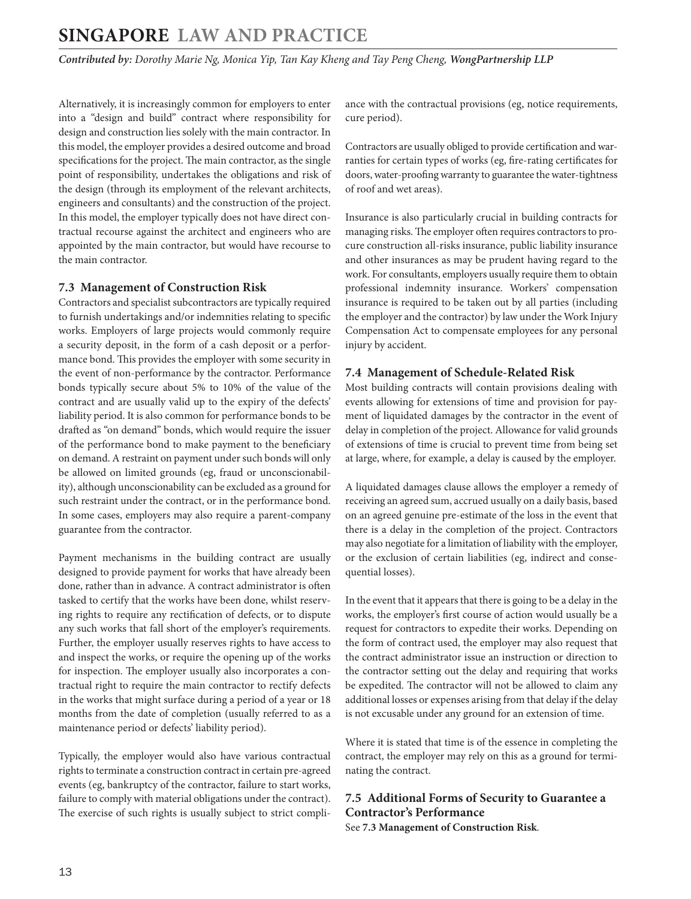Alternatively, it is increasingly common for employers to enter into a "design and build" contract where responsibility for design and construction lies solely with the main contractor. In this model, the employer provides a desired outcome and broad specifications for the project. The main contractor, as the single point of responsibility, undertakes the obligations and risk of the design (through its employment of the relevant architects, engineers and consultants) and the construction of the project. In this model, the employer typically does not have direct contractual recourse against the architect and engineers who are appointed by the main contractor, but would have recourse to the main contractor.

### 7.3 Management of Construction Risk

Contractors and specialist subcontractors are typically required to furnish undertakings and/or indemnities relating to specific works. Employers of large projects would commonly require a security deposit, in the form of a cash deposit or a performance bond. This provides the employer with some security in the event of non-performance by the contractor. Performance bonds typically secure about 5% to 10% of the value of the contract and are usually valid up to the expiry of the defects' liability period. It is also common for performance bonds to be drafted as "on demand" bonds, which would require the issuer of the performance bond to make payment to the beneficiary on demand. A restraint on payment under such bonds will only be allowed on limited grounds (eg, fraud or unconscionability), although unconscionability can be excluded as a ground for such restraint under the contract, or in the performance bond. In some cases, employers may also require a parent-company guarantee from the contractor.

Payment mechanisms in the building contract are usually designed to provide payment for works that have already been done, rather than in advance. A contract administrator is often tasked to certify that the works have been done, whilst reserving rights to require any rectification of defects, or to dispute any such works that fall short of the employer's requirements. Further, the employer usually reserves rights to have access to and inspect the works, or require the opening up of the works for inspection. The employer usually also incorporates a contractual right to require the main contractor to rectify defects in the works that might surface during a period of a year or 18 months from the date of completion (usually referred to as a maintenance period or defects' liability period).

Typically, the employer would also have various contractual rights to terminate a construction contract in certain pre-agreed events (eg, bankruptcy of the contractor, failure to start works, failure to comply with material obligations under the contract). The exercise of such rights is usually subject to strict compliance with the contractual provisions (eg, notice requirements, cure period).

Contractors are usually obliged to provide certification and warranties for certain types of works (eg, fire-rating certificates for doors, water-proofing warranty to guarantee the water-tightness of roof and wet areas).

Insurance is also particularly crucial in building contracts for managing risks. The employer often requires contractors to procure construction all-risks insurance, public liability insurance and other insurances as may be prudent having regard to the work. For consultants, employers usually require them to obtain professional indemnity insurance. Workers' compensation insurance is required to be taken out by all parties (including the employer and the contractor) by law under the Work Injury Compensation Act to compensate employees for any personal injury by accident.

### 7.4 Management of Schedule-Related Risk

Most building contracts will contain provisions dealing with events allowing for extensions of time and provision for payment of liquidated damages by the contractor in the event of delay in completion of the project. Allowance for valid grounds of extensions of time is crucial to prevent time from being set at large, where, for example, a delay is caused by the employer.

A liquidated damages clause allows the employer a remedy of receiving an agreed sum, accrued usually on a daily basis, based on an agreed genuine pre-estimate of the loss in the event that there is a delay in the completion of the project. Contractors may also negotiate for a limitation of liability with the employer, or the exclusion of certain liabilities (eg, indirect and consequential losses).

In the event that it appears that there is going to be a delay in the works, the employer's first course of action would usually be a request for contractors to expedite their works. Depending on the form of contract used, the employer may also request that the contract administrator issue an instruction or direction to the contractor setting out the delay and requiring that works be expedited. The contractor will not be allowed to claim any additional losses or expenses arising from that delay if the delay is not excusable under any ground for an extension of time.

Where it is stated that time is of the essence in completing the contract, the employer may rely on this as a ground for terminating the contract.

### 7.5 Additional Forms of Security to Guarantee a Contractor's Performance

See **7.3 Management of Construction Risk**.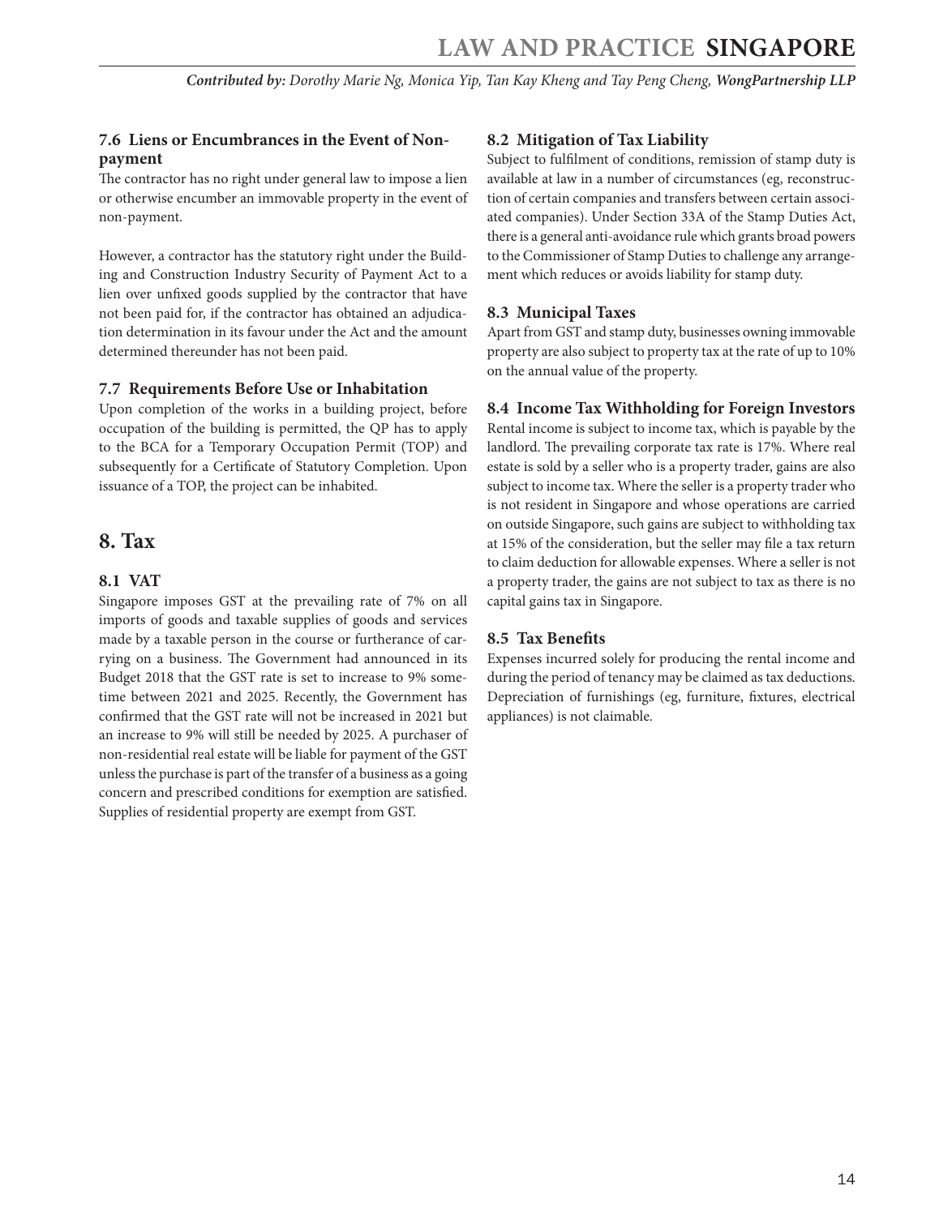### 7.6 Liens or Encumbrances in the Event of Non-payment

The contractor has no right under general law to impose a lien or otherwise encumber an immovable property in the event of non-payment.

However, a contractor has the statutory right under the Building and Construction Industry Security of Payment Act to a lien over unfixed goods supplied by the contractor that have not been paid for, if the contractor has obtained an adjudication determination in its favour under the Act and the amount determined thereunder has not been paid.

### 7.7 Requirements Before Use or Inhabitation

Upon completion of the works in a building project, before occupation of the building is permitted, the QP has to apply to the BCA for a Temporary Occupation Permit (TOP) and subsequently for a Certificate of Statutory Completion. Upon issuance of a TOP, the project can be inhabited.

## 8. Tax

### 8.1 VAT

Singapore imposes GST at the prevailing rate of 7% on all imports of goods and taxable supplies of goods and services made by a taxable person in the course or furtherance of carrying on a business. The Government had announced in its Budget 2018 that the GST rate is set to increase to 9% sometime between 2021 and 2025. Recently, the Government has confirmed that the GST rate will not be increased in 2021 but an increase to 9% will still be needed by 2025. A purchaser of non-residential real estate will be liable for payment of the GST unless the purchase is part of the transfer of a business as a going concern and prescribed conditions for exemption are satisfied. Supplies of residential property are exempt from GST.

### 8.2 Mitigation of Tax Liability

Subject to fulfilment of conditions, remission of stamp duty is available at law in a number of circumstances (eg, reconstruction of certain companies and transfers between certain associated companies). Under Section 33A of the Stamp Duties Act, there is a general anti-avoidance rule which grants broad powers to the Commissioner of Stamp Duties to challenge any arrangement which reduces or avoids liability for stamp duty.

### 8.3 Municipal Taxes

Apart from GST and stamp duty, businesses owning immovable property are also subject to property tax at the rate of up to 10% on the annual value of the property.

### 8.4 Income Tax Withholding for Foreign Investors

Rental income is subject to income tax, which is payable by the landlord. The prevailing corporate tax rate is 17%. Where real estate is sold by a seller who is a property trader, gains are also subject to income tax. Where the seller is a property trader who is not resident in Singapore and whose operations are carried on outside Singapore, such gains are subject to withholding tax at 15% of the consideration, but the seller may file a tax return to claim deduction for allowable expenses. Where a seller is not a property trader, the gains are not subject to tax as there is no capital gains tax in Singapore.

### 8.5 Tax Benefits

Expenses incurred solely for producing the rental income and during the period of tenancy may be claimed as tax deductions. Depreciation of furnishings (eg, furniture, fixtures, electrical appliances) is not claimable.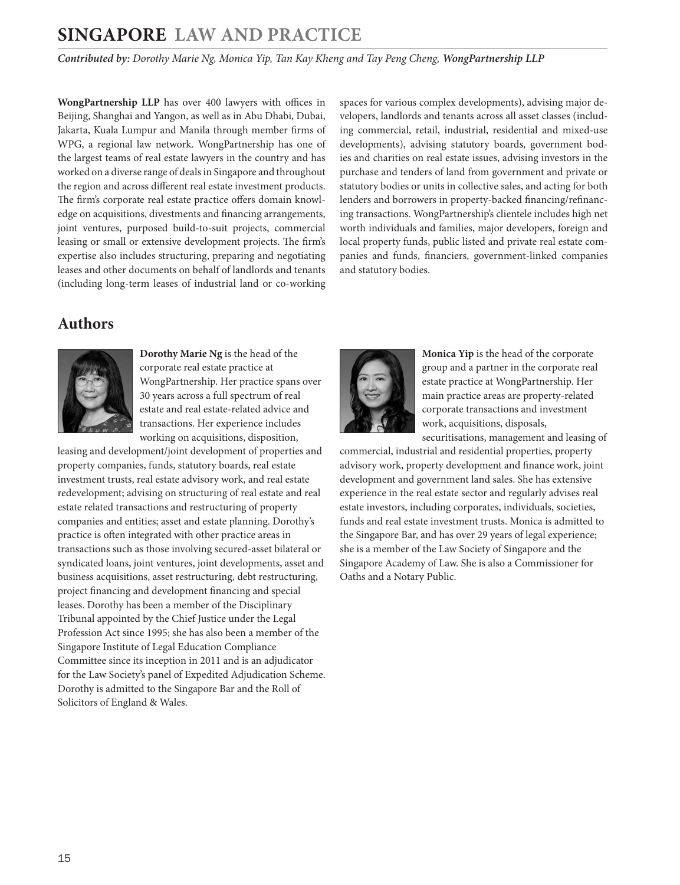**WongPartnership LLP** has over 400 lawyers with offices in Beijing, Shanghai and Yangon, as well as in Abu Dhabi, Dubai, Jakarta, Kuala Lumpur and Manila through member firms of WPG, a regional law network. WongPartnership has one of the largest teams of real estate lawyers in the country and has worked on a diverse range of deals in Singapore and throughout the region and across different real estate investment products. The firm's corporate real estate practice offers domain knowledge on acquisitions, divestments and financing arrangements, joint ventures, purposed build-to-suit projects, commercial leasing or small or extensive development projects. The firm's expertise also includes structuring, preparing and negotiating leases and other documents on behalf of landlords and tenants (including long-term leases of industrial land or co-working spaces for various complex developments), advising major developers, landlords and tenants across all asset classes (including commercial, retail, industrial, residential and mixed-use developments), advising statutory boards, government bodies and charities on real estate issues, advising investors in the purchase and tenders of land from government and private or statutory bodies or units in collective sales, and acting for both lenders and borrowers in property-backed financing/refinancing transactions. WongPartnership's clientele includes high net worth individuals and families, major developers, foreign and local property funds, public listed and private real estate companies and funds, financiers, government-linked companies and statutory bodies.

## Authors

**Dorothy Marie Ng** is the head of the corporate real estate practice at WongPartnership. Her practice spans over 30 years across a full spectrum of real estate and real estate-related advice and transactions. Her experience includes working on acquisitions, disposition, leasing and development/joint development of properties and property companies, funds, statutory boards, real estate investment trusts, real estate advisory work, and real estate redevelopment; advising on structuring of real estate and real estate related transactions and restructuring of property companies and entities; asset and estate planning. Dorothy's practice is often integrated with other practice areas in transactions such as those involving secured-asset bilateral or syndicated loans, joint ventures, joint developments, asset and business acquisitions, asset restructuring, debt restructuring, project financing and development financing and special leases. Dorothy has been a member of the Disciplinary Tribunal appointed by the Chief Justice under the Legal Profession Act since 1995; she has also been a member of the Singapore Institute of Legal Education Compliance Committee since its inception in 2011 and is an adjudicator for the Law Society's panel of Expedited Adjudication Scheme. Dorothy is admitted to the Singapore Bar and the Roll of Solicitors of England & Wales.

**Monica Yip** is the head of the corporate group and a partner in the corporate real estate practice at WongPartnership. Her main practice areas are property-related corporate transactions and investment work, acquisitions, disposals, securitisations, management and leasing of commercial, industrial and residential properties, property advisory work, property development and finance work, joint development and government land sales. She has extensive experience in the real estate sector and regularly advises real estate investors, including corporates, individuals, societies, funds and real estate investment trusts. Monica is admitted to the Singapore Bar, and has over 29 years of legal experience; she is a member of the Law Society of Singapore and the Singapore Academy of Law. She is also a Commissioner for Oaths and a Notary Public.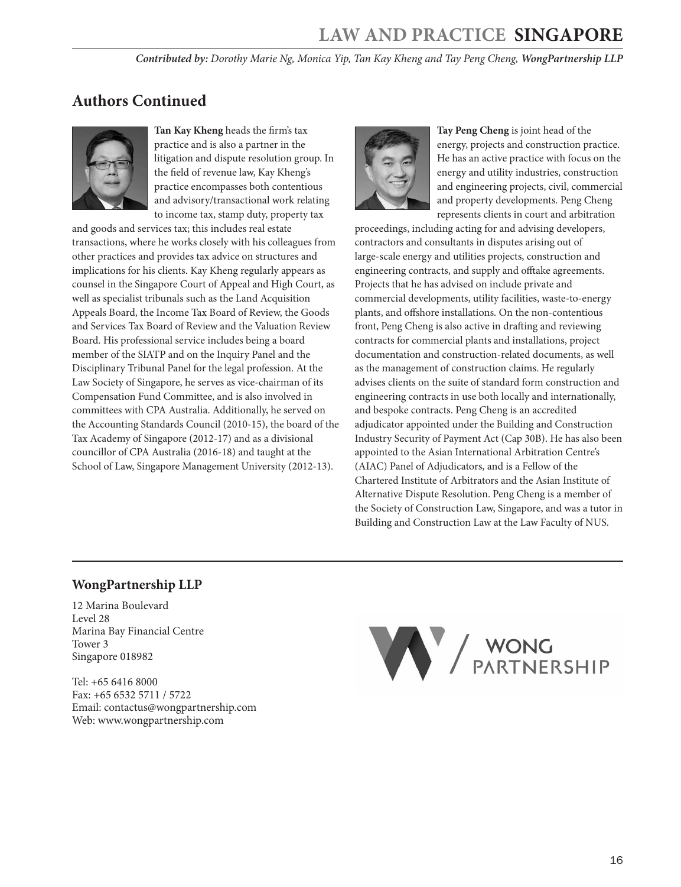## Authors Continued

**Tan Kay Kheng** heads the firm's tax practice and is also a partner in the litigation and dispute resolution group. In the field of revenue law, Kay Kheng's practice encompasses both contentious and advisory/transactional work relating to income tax, stamp duty, property tax and goods and services tax; this includes real estate transactions, where he works closely with his colleagues from other practices and provides tax advice on structures and implications for his clients. Kay Kheng regularly appears as counsel in the Singapore Court of Appeal and High Court, as well as specialist tribunals such as the Land Acquisition Appeals Board, the Income Tax Board of Review, the Goods and Services Tax Board of Review and the Valuation Review Board. His professional service includes being a board member of the SIATP and on the Inquiry Panel and the Disciplinary Tribunal Panel for the legal profession. At the Law Society of Singapore, he serves as vice-chairman of its Compensation Fund Committee, and is also involved in committees with CPA Australia. Additionally, he served on the Accounting Standards Council (2010-15), the board of the Tax Academy of Singapore (2012-17) and as a divisional councillor of CPA Australia (2016-18) and taught at the School of Law, Singapore Management University (2012-13).

**Tay Peng Cheng** is joint head of the energy, projects and construction practice. He has an active practice with focus on the energy and utility industries, construction and engineering projects, civil, commercial and property developments. Peng Cheng represents clients in court and arbitration proceedings, including acting for and advising developers, contractors and consultants in disputes arising out of large-scale energy and utilities projects, construction and engineering contracts, and supply and offtake agreements. Projects that he has advised on include private and commercial developments, utility facilities, waste-to-energy plants, and offshore installations. On the non-contentious front, Peng Cheng is also active in drafting and reviewing contracts for commercial plants and installations, project documentation and construction-related documents, as well as the management of construction claims. He regularly advises clients on the suite of standard form construction and engineering contracts in use both locally and internationally, and bespoke contracts. Peng Cheng is an accredited adjudicator appointed under the Building and Construction Industry Security of Payment Act (Cap 30B). He has also been appointed to the Asian International Arbitration Centre's (AIAC) Panel of Adjudicators, and is a Fellow of the Chartered Institute of Arbitrators and the Asian Institute of Alternative Dispute Resolution. Peng Cheng is a member of the Society of Construction Law, Singapore, and was a tutor in Building and Construction Law at the Law Faculty of NUS.

### WongPartnership LLP

12 Marina Boulevard
Level 28
Marina Bay Financial Centre
Tower 3
Singapore 018982

Tel: +65 6416 8000
Fax: +65 6532 5711 / 5722
Email: contactus@wongpartnership.com
Web: www.wongpartnership.com